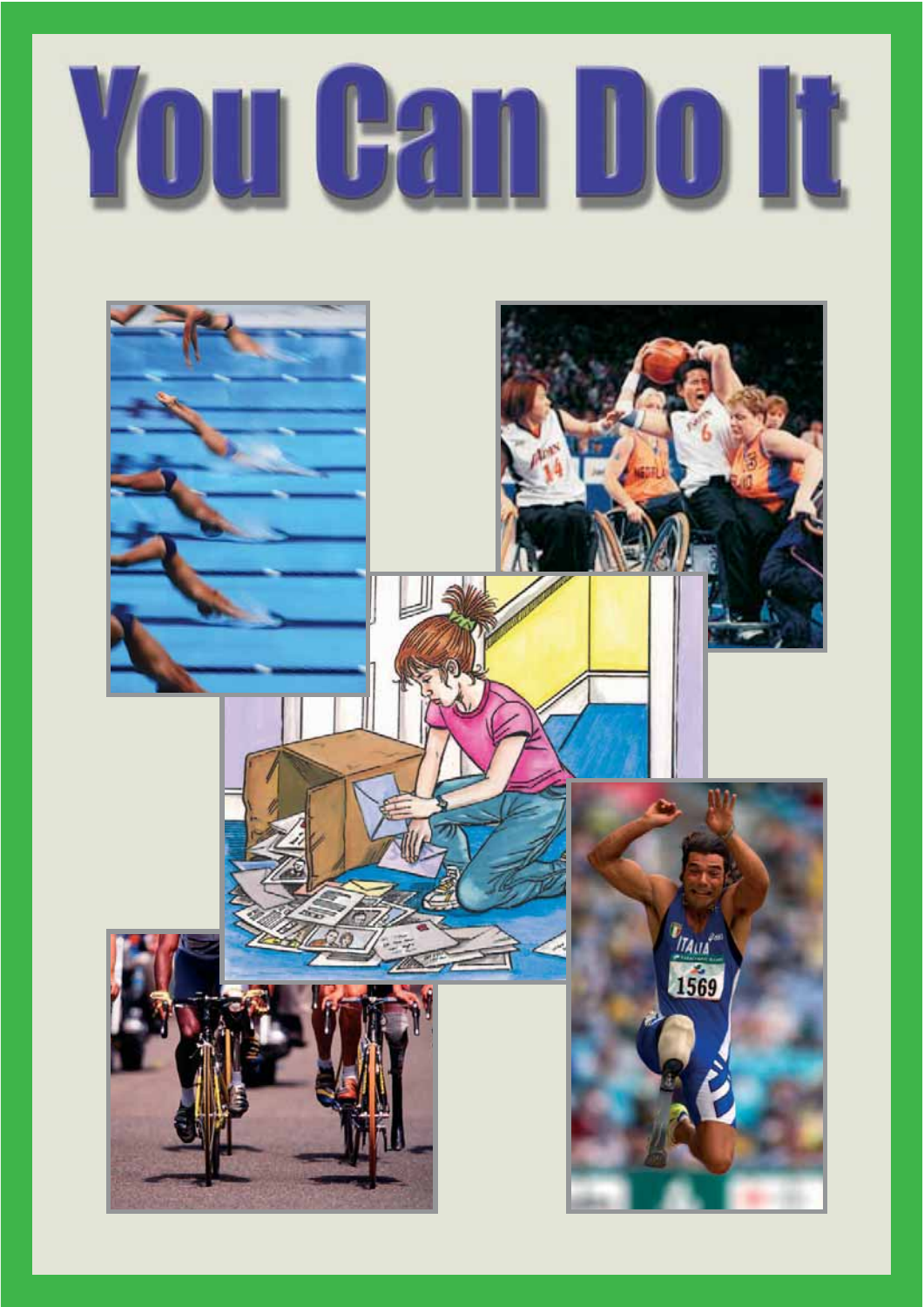# You Can Do It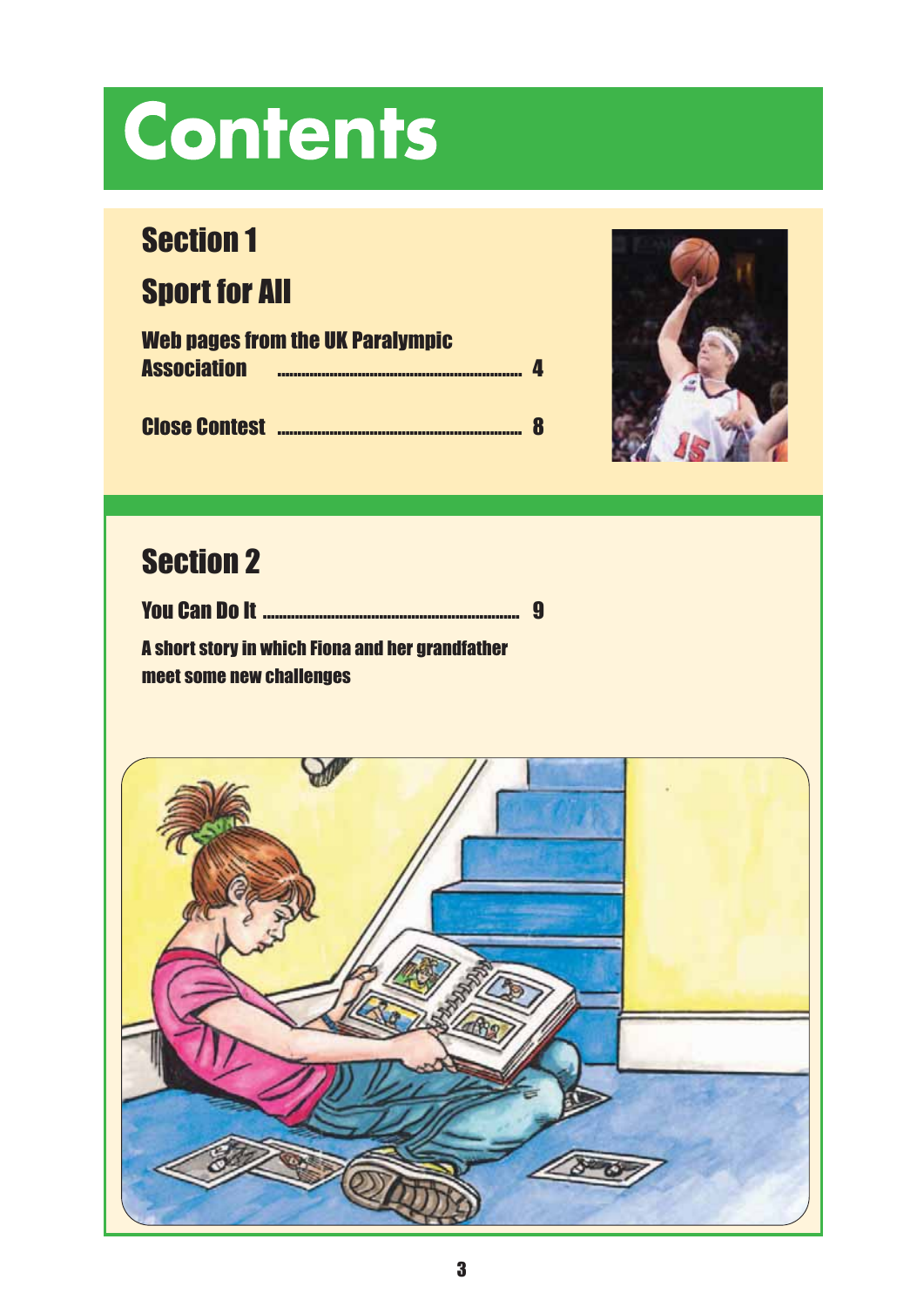# Contents

## Section 1

## Sport for All

**Web pages from the UK Paralympic Association** ........................................ **4**

**Close Contest** ........................................ **8**

## Section 2

**You Can Do It** ........................................ **9**

**A short story in which Fiona and her grandfather meet some new challenges**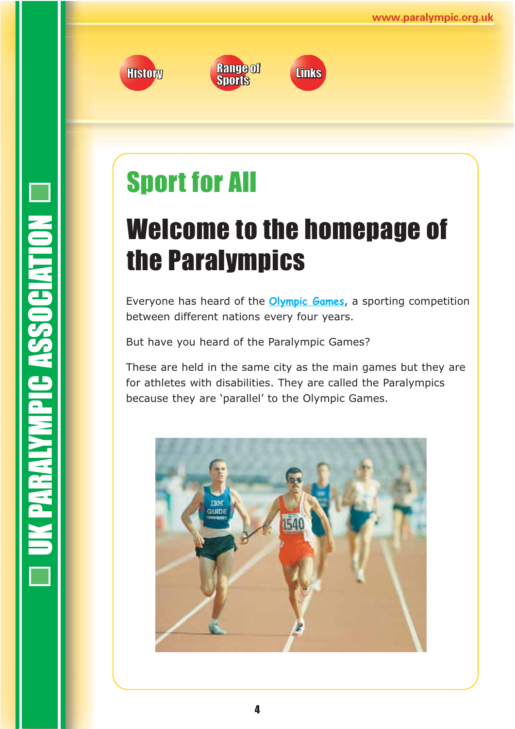www.paralympic.org.uk

History | Range of Sports | Links

UK PARALYMPIC ASSOCIATION

## Sport for All

# Welcome to the homepage of the Paralympics

Everyone has heard of the **Olympic Games**, a sporting competition between different nations every four years.

But have you heard of the Paralympic Games?

These are held in the same city as the main games but they are for athletes with disabilities. They are called the Paralympics because they are 'parallel' to the Olympic Games.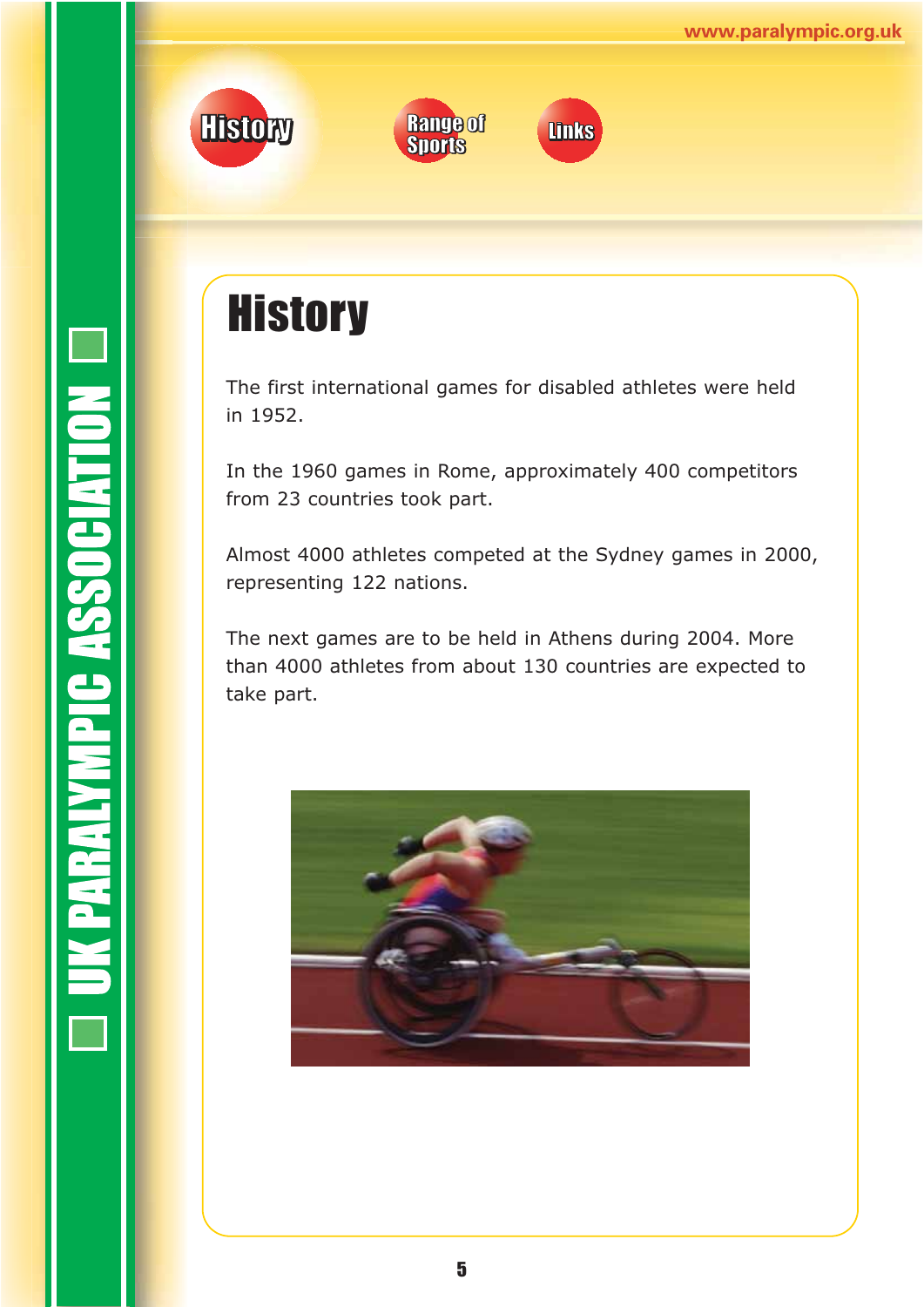# History

The first international games for disabled athletes were held in 1952.

In the 1960 games in Rome, approximately 400 competitors from 23 countries took part.

Almost 4000 athletes competed at the Sydney games in 2000, representing 122 nations.

The next games are to be held in Athens during 2004. More than 4000 athletes from about 130 countries are expected to take part.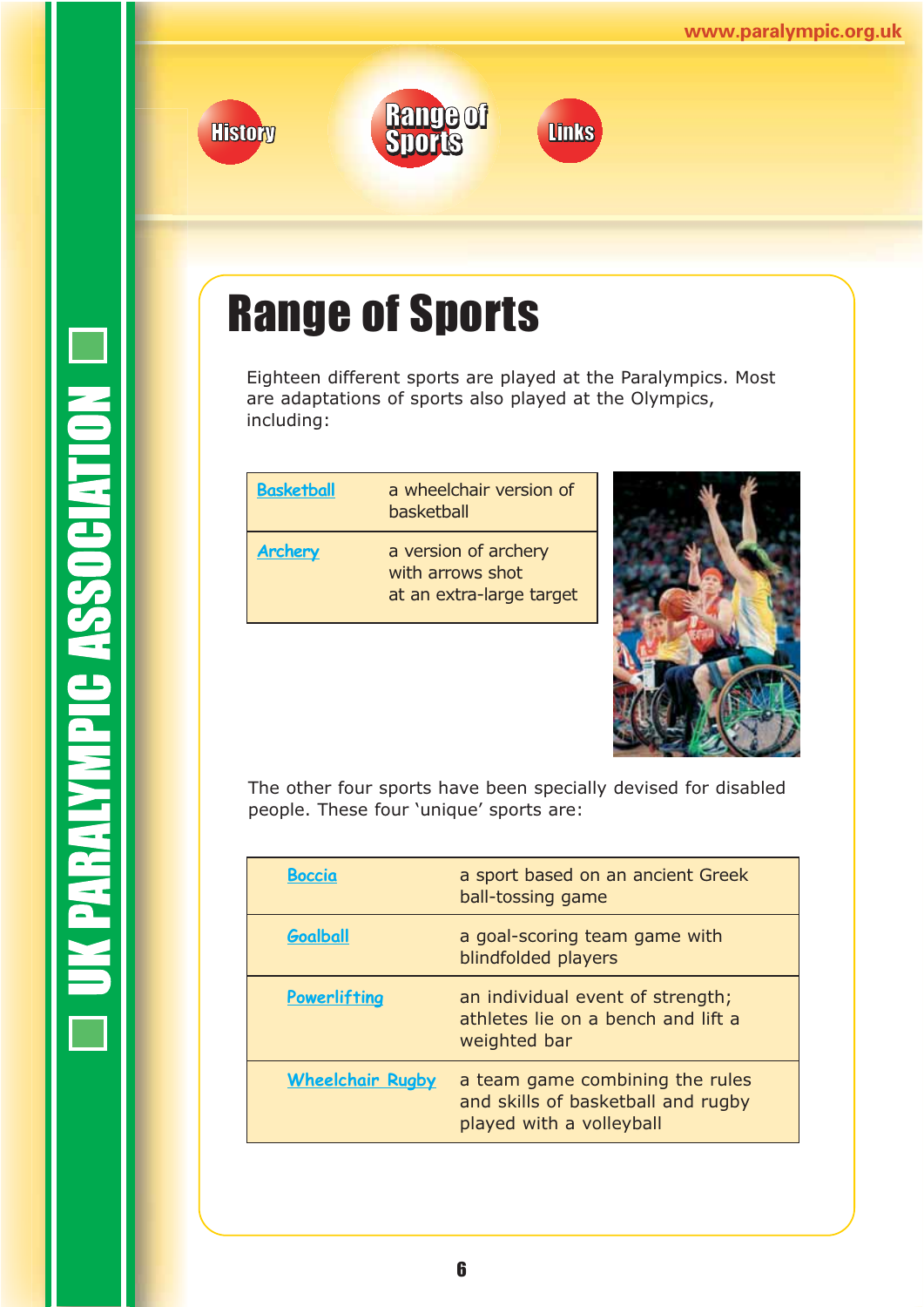# Range of Sports

Eighteen different sports are played at the Paralympics. Most are adaptations of sports also played at the Olympics, including:

| | |
|---|---|
| Basketball | a wheelchair version of basketball |
| Archery | a version of archery with arrows shot at an extra-large target |

The other four sports have been specially devised for disabled people. These four 'unique' sports are:

| | |
|---|---|
| Boccia | a sport based on an ancient Greek ball-tossing game |
| Goalball | a goal-scoring team game with blindfolded players |
| Powerlifting | an individual event of strength; athletes lie on a bench and lift a weighted bar |
| Wheelchair Rugby | a team game combining the rules and skills of basketball and rugby played with a volleyball |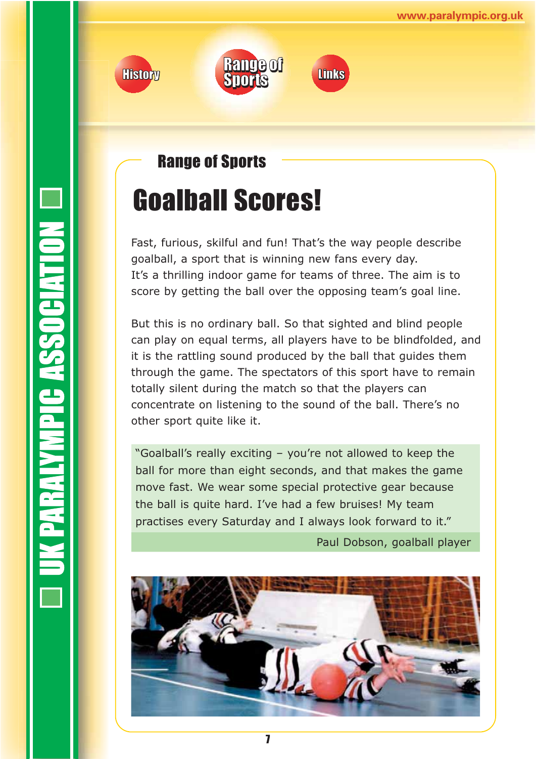## Range of Sports

# Goalball Scores!

Fast, furious, skilful and fun! That's the way people describe goalball, a sport that is winning new fans every day. It's a thrilling indoor game for teams of three. The aim is to score by getting the ball over the opposing team's goal line.

But this is no ordinary ball. So that sighted and blind people can play on equal terms, all players have to be blindfolded, and it is the rattling sound produced by the ball that guides them through the game. The spectators of this sport have to remain totally silent during the match so that the players can concentrate on listening to the sound of the ball. There's no other sport quite like it.

> "Goalball's really exciting – you're not allowed to keep the ball for more than eight seconds, and that makes the game move fast. We wear some special protective gear because the ball is quite hard. I've had a few bruises! My team practises every Saturday and I always look forward to it."
>
> Paul Dobson, goalball player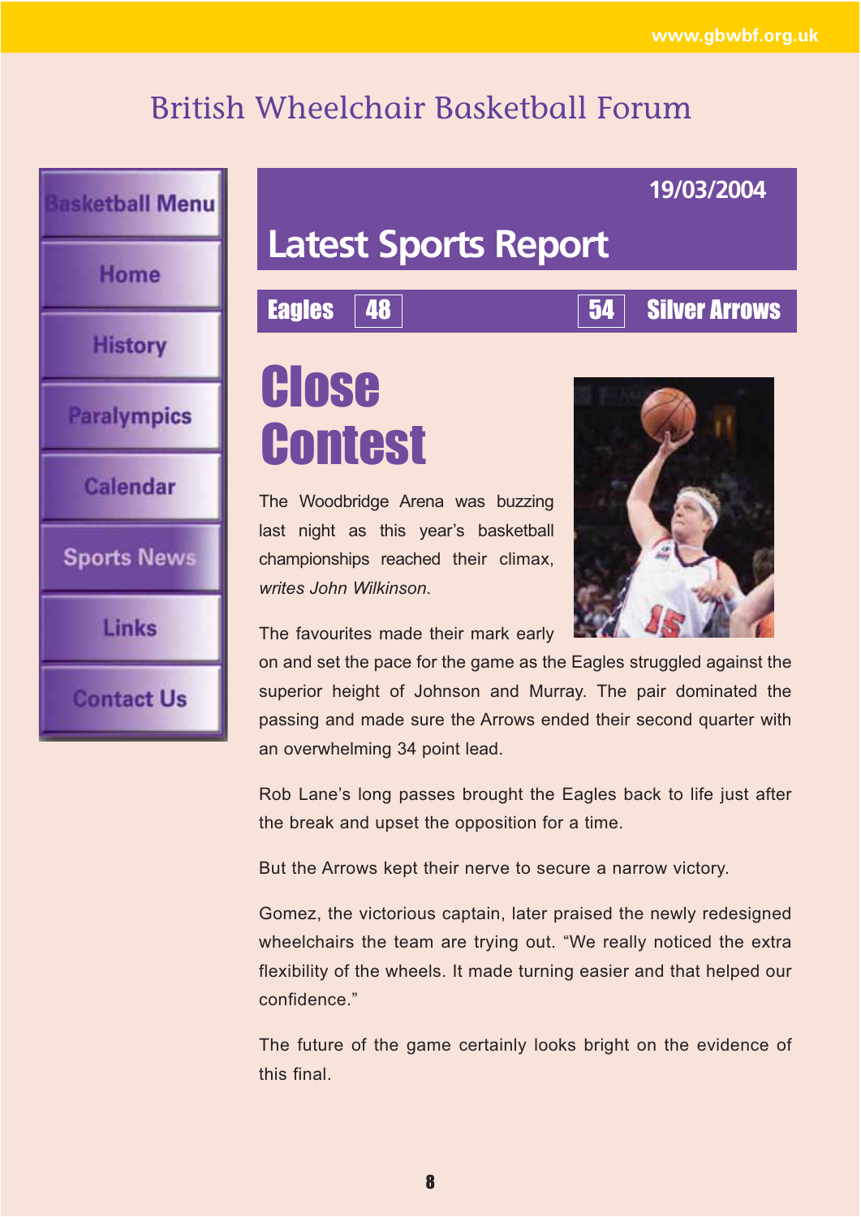www.gbwbf.org.uk

# British Wheelchair Basketball Forum

- Basketball Menu
- Home
- History
- Paralympics
- Calendar
- Sports News
- Links
- Contact Us

19/03/2004

## Latest Sports Report

**Eagles 48** — **54 Silver Arrows**

# Close Contest

The Woodbridge Arena was buzzing last night as this year's basketball championships reached their climax, *writes John Wilkinson.*

The favourites made their mark early on and set the pace for the game as the Eagles struggled against the superior height of Johnson and Murray. The pair dominated the passing and made sure the Arrows ended their second quarter with an overwhelming 34 point lead.

Rob Lane's long passes brought the Eagles back to life just after the break and upset the opposition for a time.

But the Arrows kept their nerve to secure a narrow victory.

Gomez, the victorious captain, later praised the newly redesigned wheelchairs the team are trying out. "We really noticed the extra flexibility of the wheels. It made turning easier and that helped our confidence."

The future of the game certainly looks bright on the evidence of this final.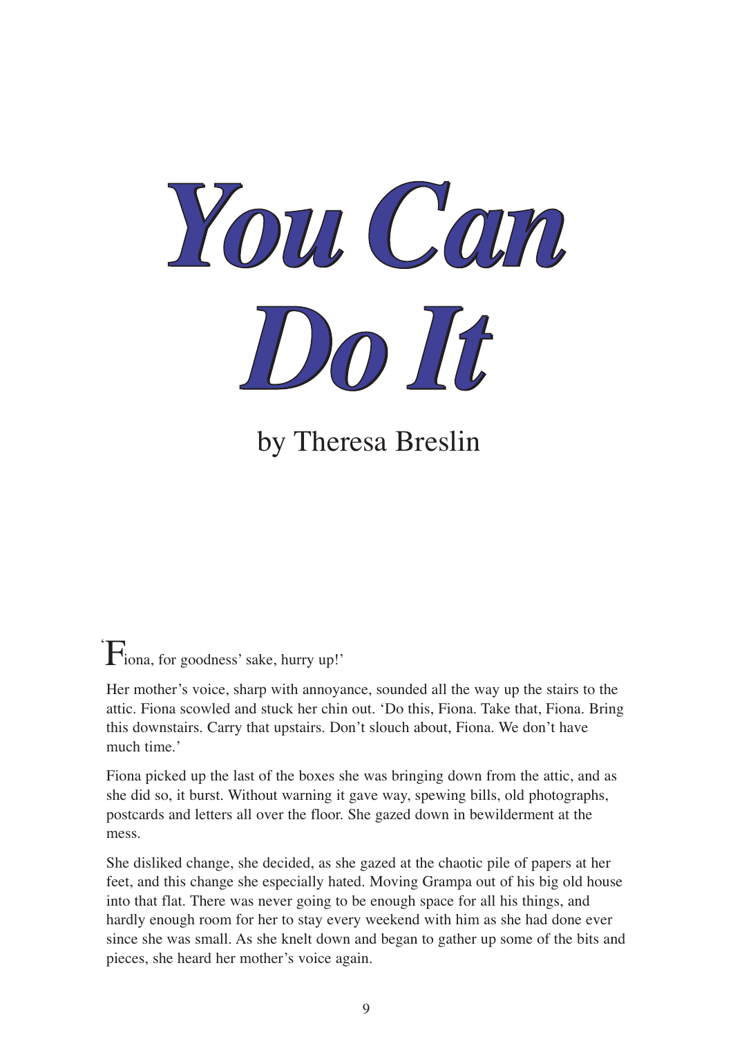# *You Can Do It*

by Theresa Breslin

'Fiona, for goodness' sake, hurry up!'

Her mother's voice, sharp with annoyance, sounded all the way up the stairs to the attic. Fiona scowled and stuck her chin out. 'Do this, Fiona. Take that, Fiona. Bring this downstairs. Carry that upstairs. Don't slouch about, Fiona. We don't have much time.'

Fiona picked up the last of the boxes she was bringing down from the attic, and as she did so, it burst. Without warning it gave way, spewing bills, old photographs, postcards and letters all over the floor. She gazed down in bewilderment at the mess.

She disliked change, she decided, as she gazed at the chaotic pile of papers at her feet, and this change she especially hated. Moving Grampa out of his big old house into that flat. There was never going to be enough space for all his things, and hardly enough room for her to stay every weekend with him as she had done ever since she was small. As she knelt down and began to gather up some of the bits and pieces, she heard her mother's voice again.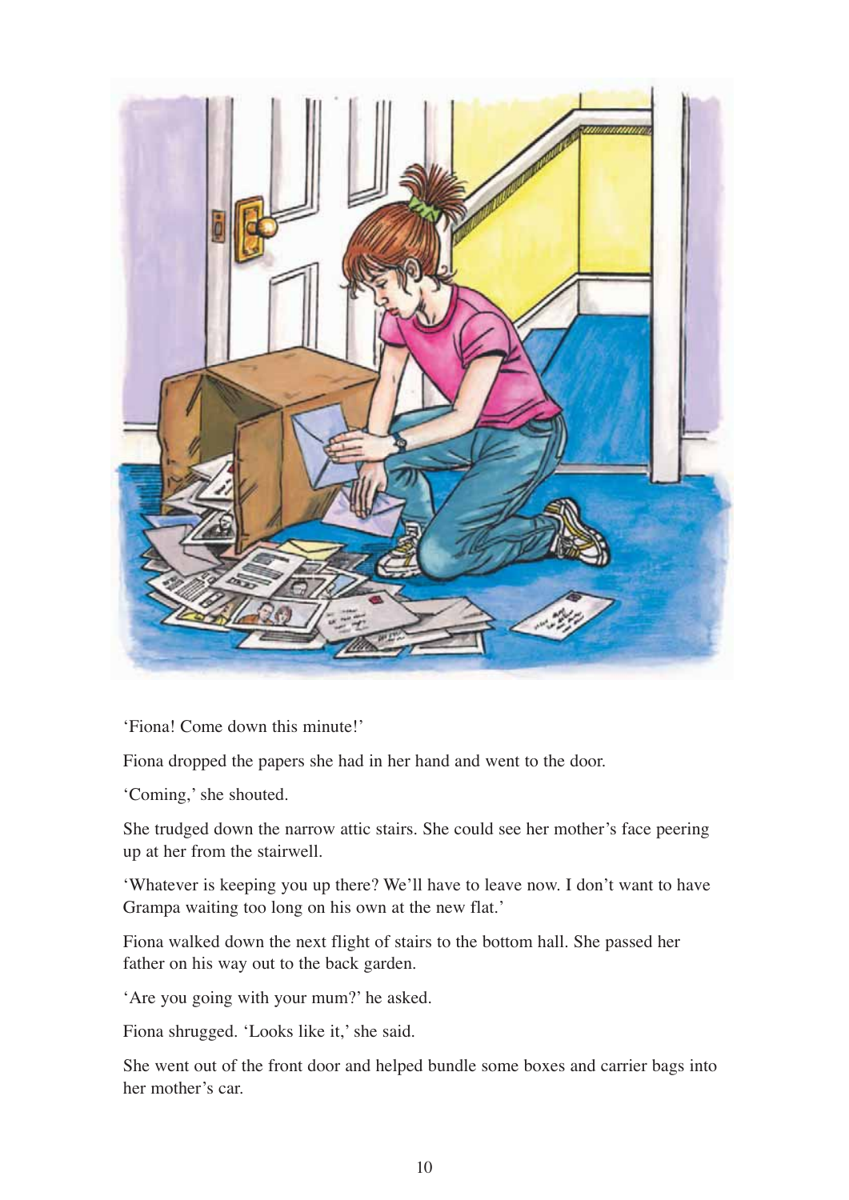'Fiona! Come down this minute!'

Fiona dropped the papers she had in her hand and went to the door.

'Coming,' she shouted.

She trudged down the narrow attic stairs. She could see her mother's face peering up at her from the stairwell.

'Whatever is keeping you up there? We'll have to leave now. I don't want to have Grampa waiting too long on his own at the new flat.'

Fiona walked down the next flight of stairs to the bottom hall. She passed her father on his way out to the back garden.

'Are you going with your mum?' he asked.

Fiona shrugged. 'Looks like it,' she said.

She went out of the front door and helped bundle some boxes and carrier bags into her mother's car.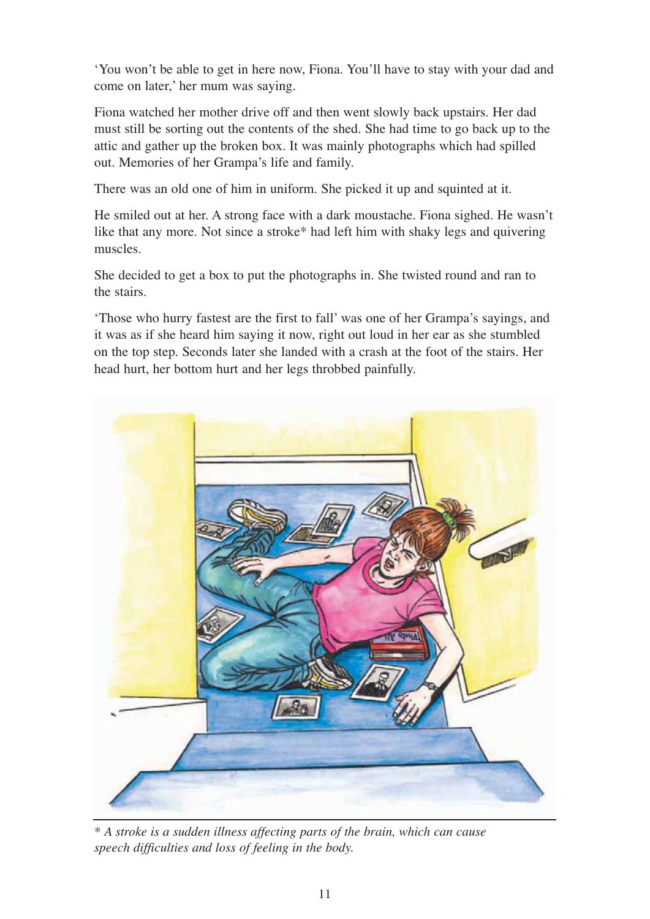'You won't be able to get in here now, Fiona. You'll have to stay with your dad and come on later,' her mum was saying.

Fiona watched her mother drive off and then went slowly back upstairs. Her dad must still be sorting out the contents of the shed. She had time to go back up to the attic and gather up the broken box. It was mainly photographs which had spilled out. Memories of her Grampa's life and family.

There was an old one of him in uniform. She picked it up and squinted at it.

He smiled out at her. A strong face with a dark moustache. Fiona sighed. He wasn't like that any more. Not since a stroke* had left him with shaky legs and quivering muscles.

She decided to get a box to put the photographs in. She twisted round and ran to the stairs.

'Those who hurry fastest are the first to fall' was one of her Grampa's sayings, and it was as if she heard him saying it now, right out loud in her ear as she stumbled on the top step. Seconds later she landed with a crash at the foot of the stairs. Her head hurt, her bottom hurt and her legs throbbed painfully.

*\* A stroke is a sudden illness affecting parts of the brain, which can cause speech difficulties and loss of feeling in the body.*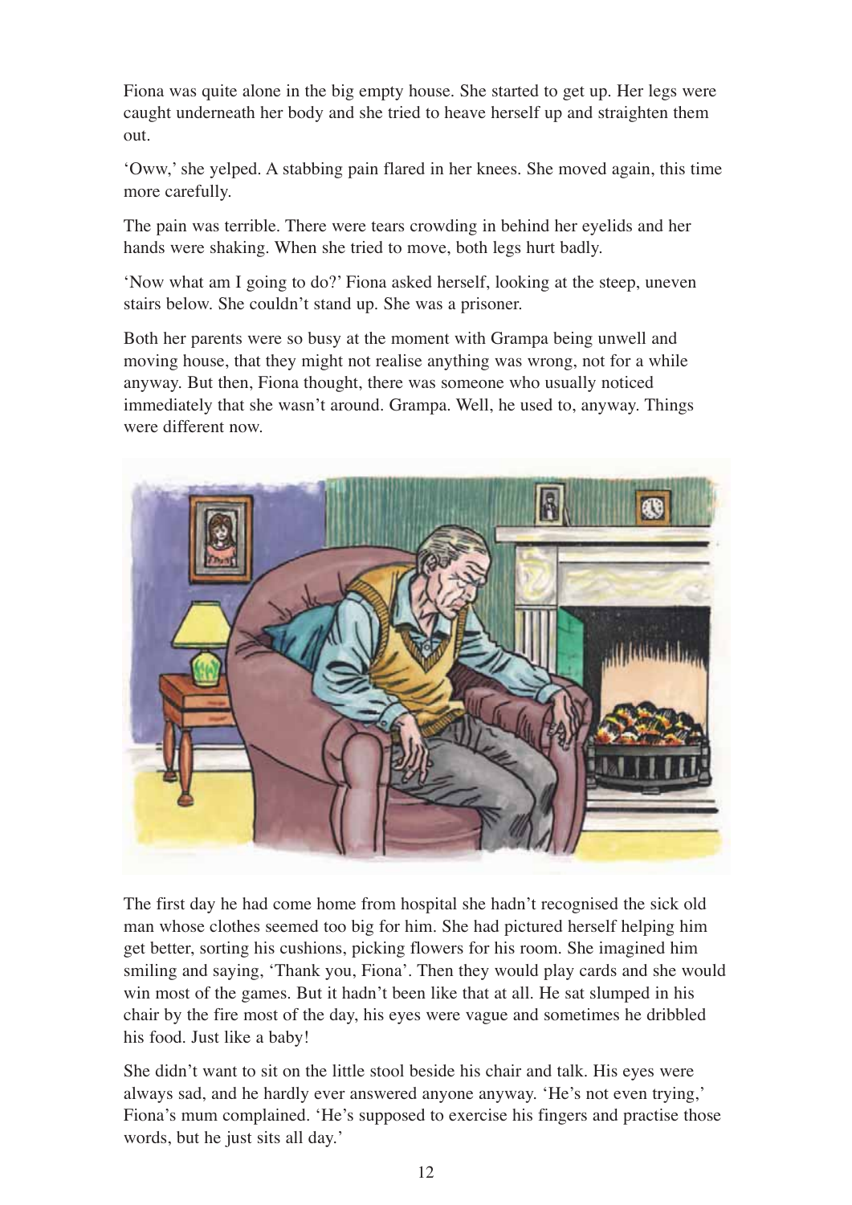Fiona was quite alone in the big empty house. She started to get up. Her legs were caught underneath her body and she tried to heave herself up and straighten them out.

'Oww,' she yelped. A stabbing pain flared in her knees. She moved again, this time more carefully.

The pain was terrible. There were tears crowding in behind her eyelids and her hands were shaking. When she tried to move, both legs hurt badly.

'Now what am I going to do?' Fiona asked herself, looking at the steep, uneven stairs below. She couldn't stand up. She was a prisoner.

Both her parents were so busy at the moment with Grampa being unwell and moving house, that they might not realise anything was wrong, not for a while anyway. But then, Fiona thought, there was someone who usually noticed immediately that she wasn't around. Grampa. Well, he used to, anyway. Things were different now.

The first day he had come home from hospital she hadn't recognised the sick old man whose clothes seemed too big for him. She had pictured herself helping him get better, sorting his cushions, picking flowers for his room. She imagined him smiling and saying, 'Thank you, Fiona'. Then they would play cards and she would win most of the games. But it hadn't been like that at all. He sat slumped in his chair by the fire most of the day, his eyes were vague and sometimes he dribbled his food. Just like a baby!

She didn't want to sit on the little stool beside his chair and talk. His eyes were always sad, and he hardly ever answered anyone anyway. 'He's not even trying,' Fiona's mum complained. 'He's supposed to exercise his fingers and practise those words, but he just sits all day.'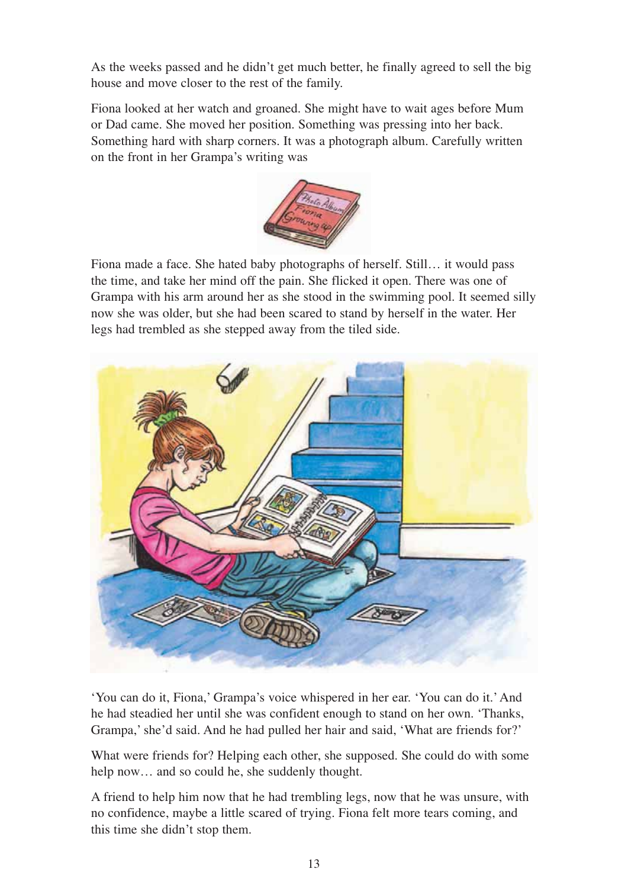As the weeks passed and he didn't get much better, he finally agreed to sell the big house and move closer to the rest of the family.

Fiona looked at her watch and groaned. She might have to wait ages before Mum or Dad came. She moved her position. Something was pressing into her back. Something hard with sharp corners. It was a photograph album. Carefully written on the front in her Grampa's writing was

Fiona made a face. She hated baby photographs of herself. Still… it would pass the time, and take her mind off the pain. She flicked it open. There was one of Grampa with his arm around her as she stood in the swimming pool. It seemed silly now she was older, but she had been scared to stand by herself in the water. Her legs had trembled as she stepped away from the tiled side.

'You can do it, Fiona,' Grampa's voice whispered in her ear. 'You can do it.' And he had steadied her until she was confident enough to stand on her own. 'Thanks, Grampa,' she'd said. And he had pulled her hair and said, 'What are friends for?'

What were friends for? Helping each other, she supposed. She could do with some help now… and so could he, she suddenly thought.

A friend to help him now that he had trembling legs, now that he was unsure, with no confidence, maybe a little scared of trying. Fiona felt more tears coming, and this time she didn't stop them.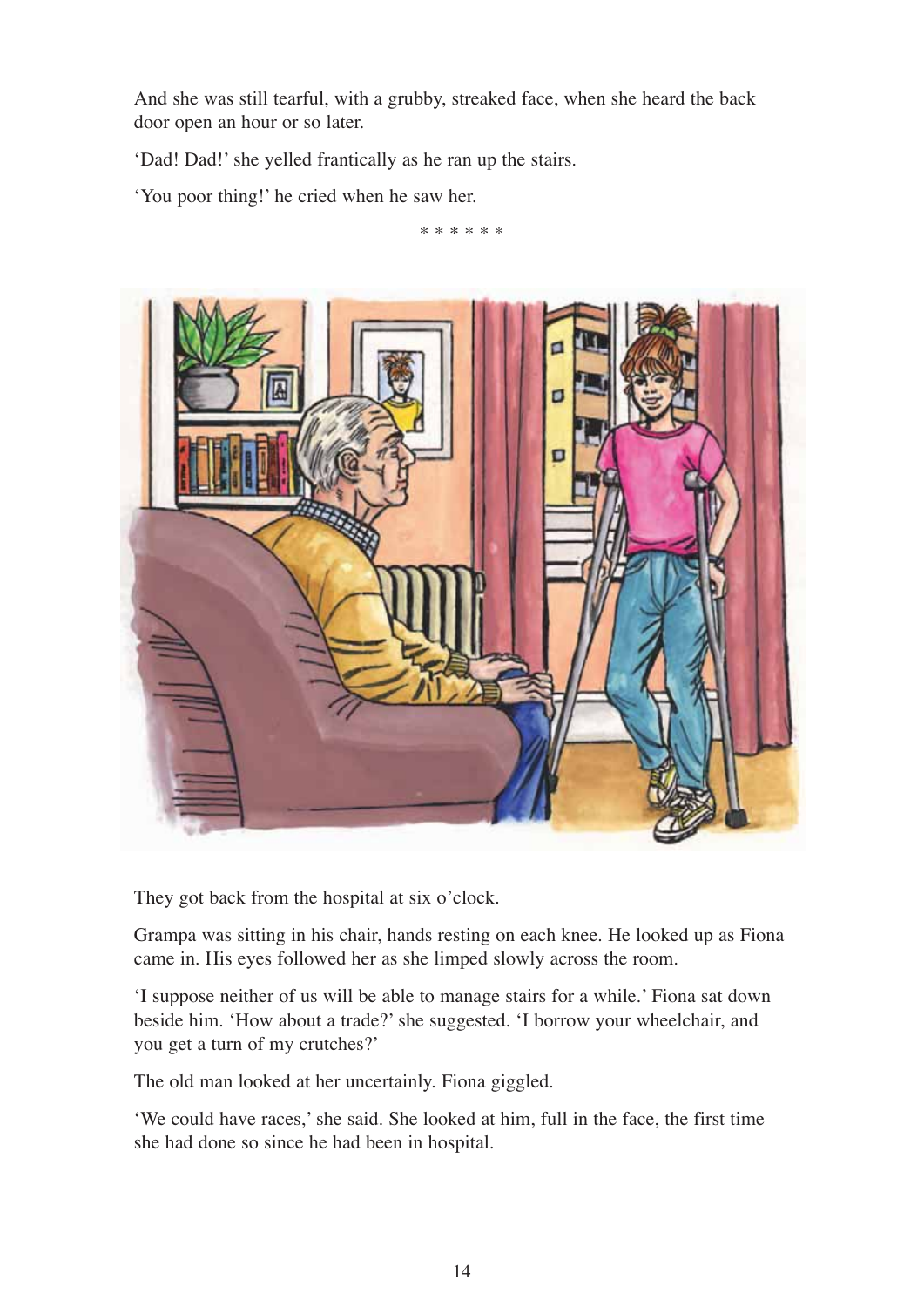And she was still tearful, with a grubby, streaked face, when she heard the back door open an hour or so later.

'Dad! Dad!' she yelled frantically as he ran up the stairs.

'You poor thing!' he cried when he saw her.

\* \* \* \* \* \*

They got back from the hospital at six o'clock.

Grampa was sitting in his chair, hands resting on each knee. He looked up as Fiona came in. His eyes followed her as she limped slowly across the room.

'I suppose neither of us will be able to manage stairs for a while.' Fiona sat down beside him. 'How about a trade?' she suggested. 'I borrow your wheelchair, and you get a turn of my crutches?'

The old man looked at her uncertainly. Fiona giggled.

'We could have races,' she said. She looked at him, full in the face, the first time she had done so since he had been in hospital.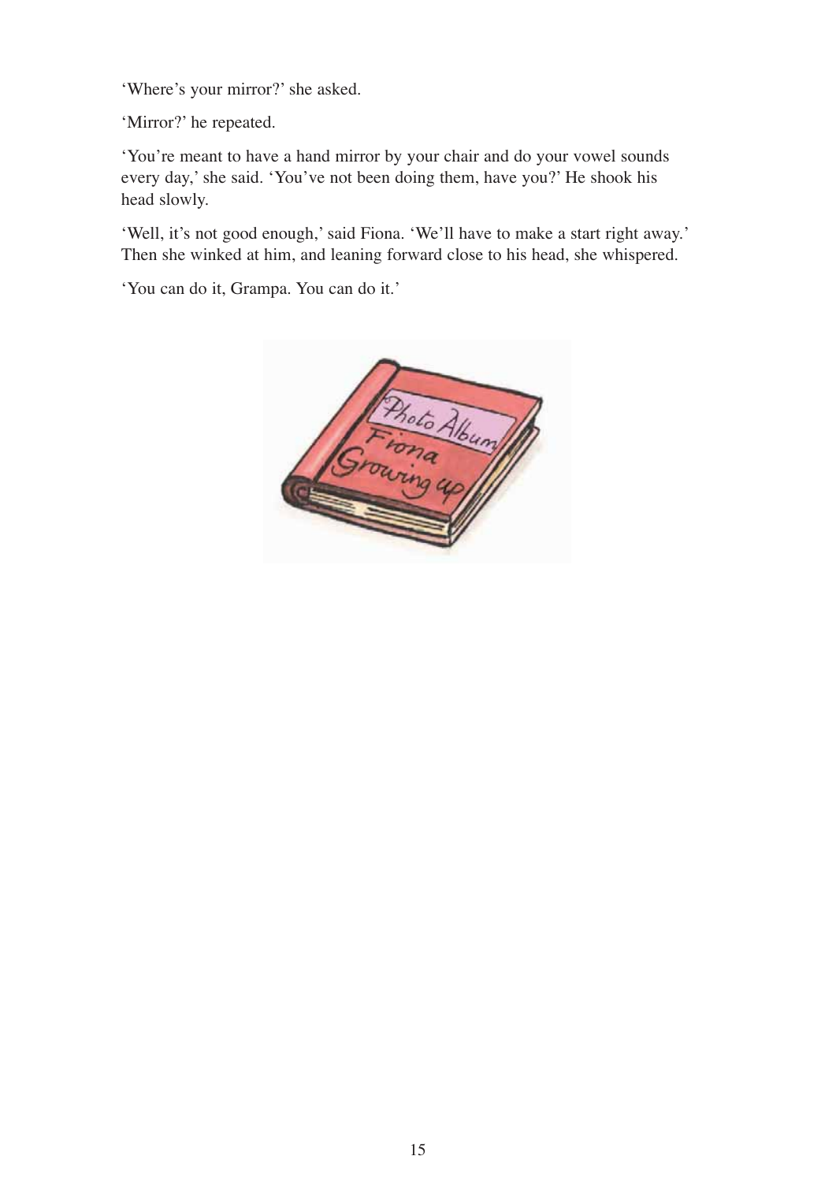'Where's your mirror?' she asked.

'Mirror?' he repeated.

'You're meant to have a hand mirror by your chair and do your vowel sounds every day,' she said. 'You've not been doing them, have you?' He shook his head slowly.

'Well, it's not good enough,' said Fiona. 'We'll have to make a start right away.' Then she winked at him, and leaning forward close to his head, she whispered.

'You can do it, Grampa. You can do it.'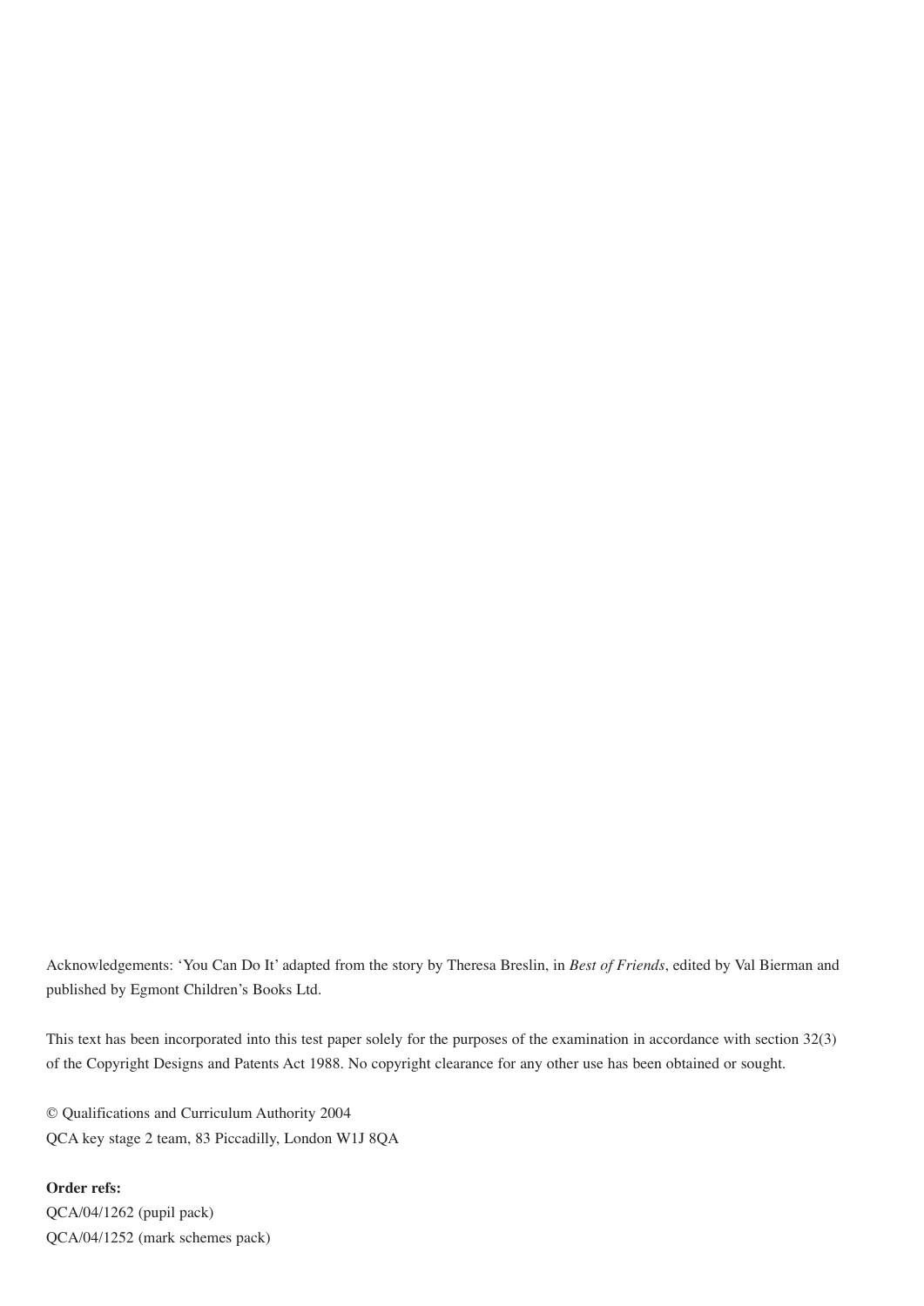Acknowledgements: 'You Can Do It' adapted from the story by Theresa Breslin, in *Best of Friends*, edited by Val Bierman and published by Egmont Children's Books Ltd.

This text has been incorporated into this test paper solely for the purposes of the examination in accordance with section 32(3) of the Copyright Designs and Patents Act 1988. No copyright clearance for any other use has been obtained or sought.

© Qualifications and Curriculum Authority 2004
QCA key stage 2 team, 83 Piccadilly, London W1J 8QA

**Order refs:**
QCA/04/1262 (pupil pack)
QCA/04/1252 (mark schemes pack)